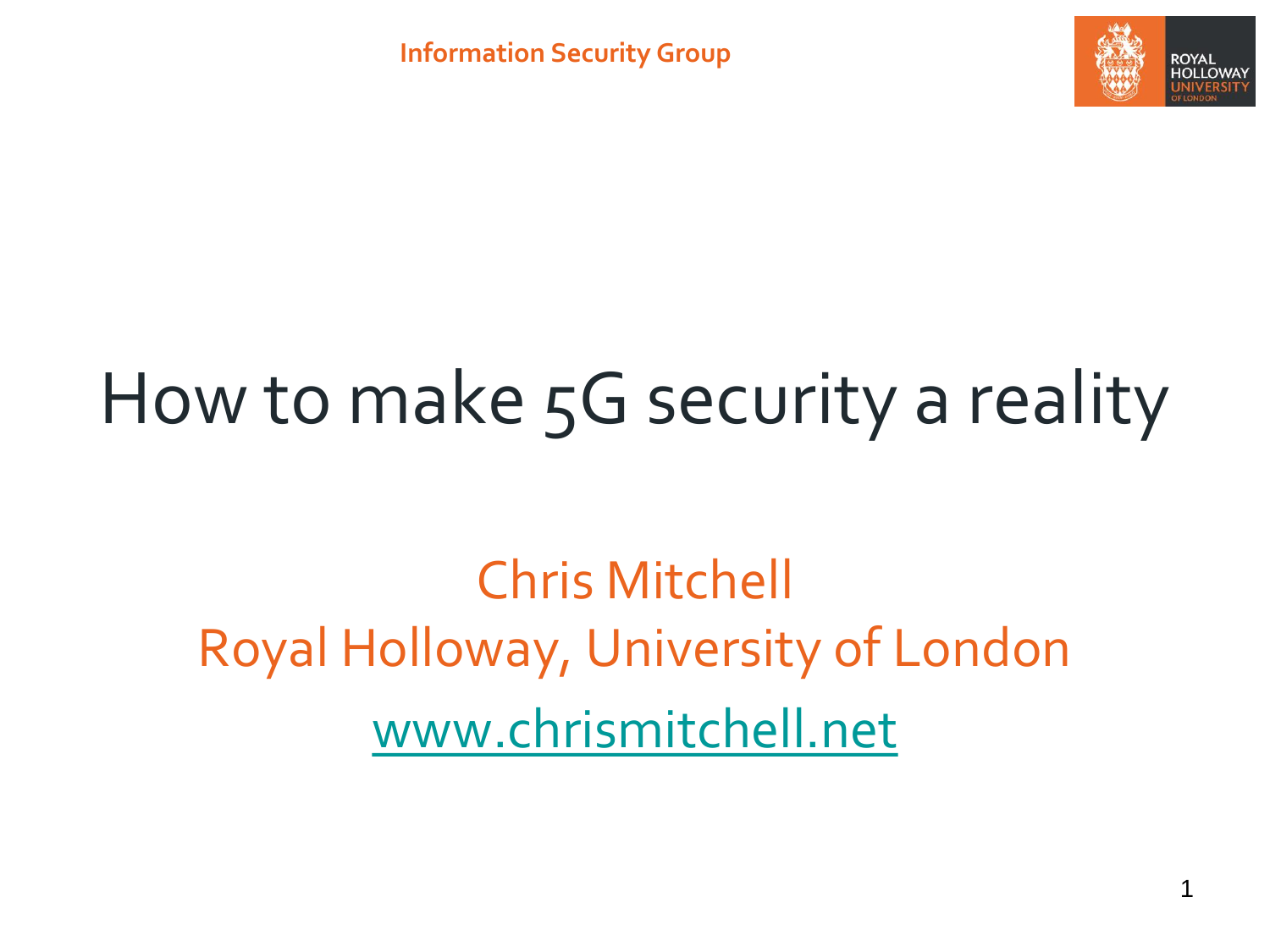Information Security Group

# How to make 5G security a reality

Chris Mitchell

Royal Holloway, University of London

[www.chrismitchell.net](http://www.chrismitchell.net)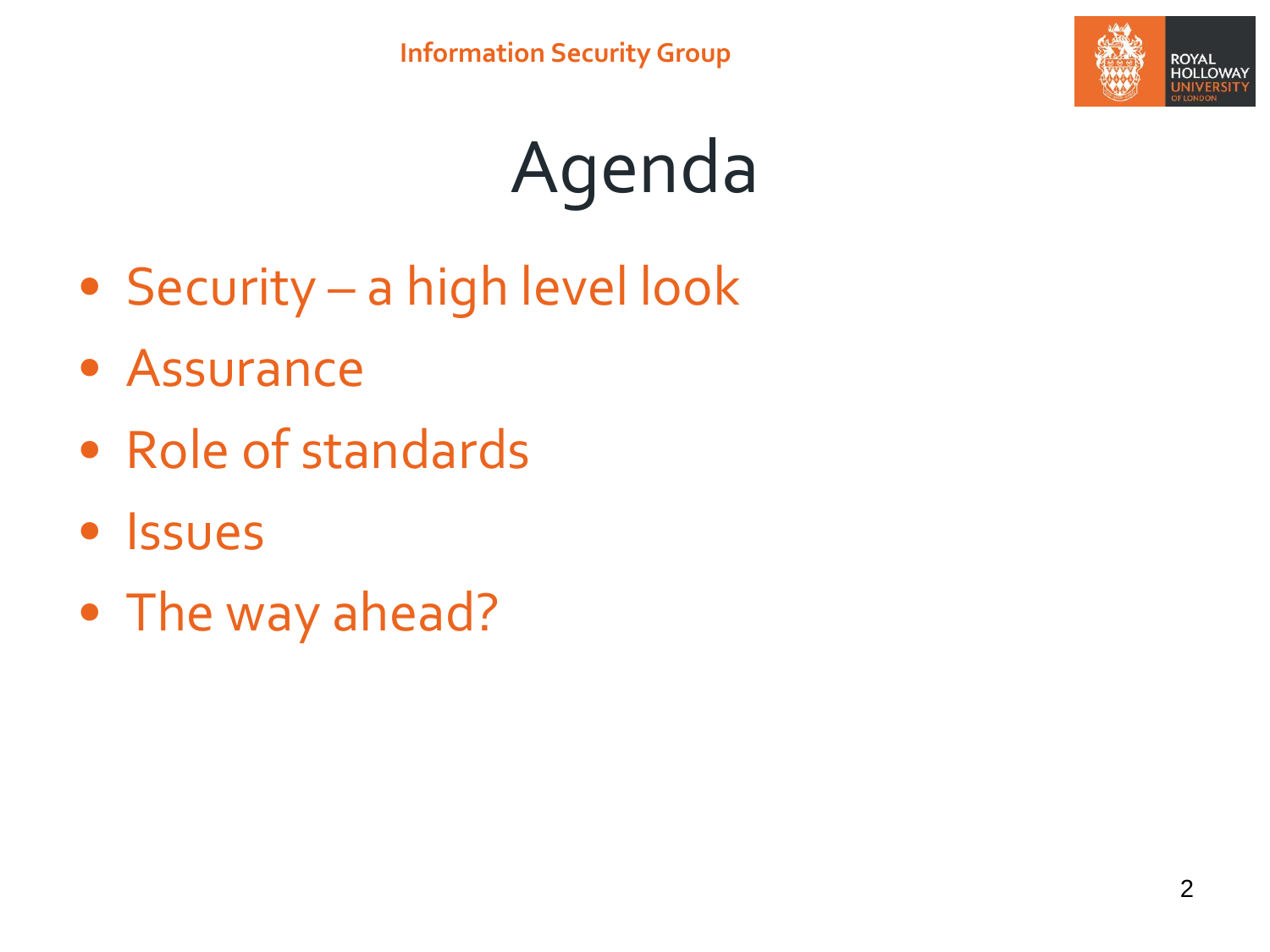# Agenda

- Security – a high level look
- Assurance
- Role of standards
- Issues
- The way ahead?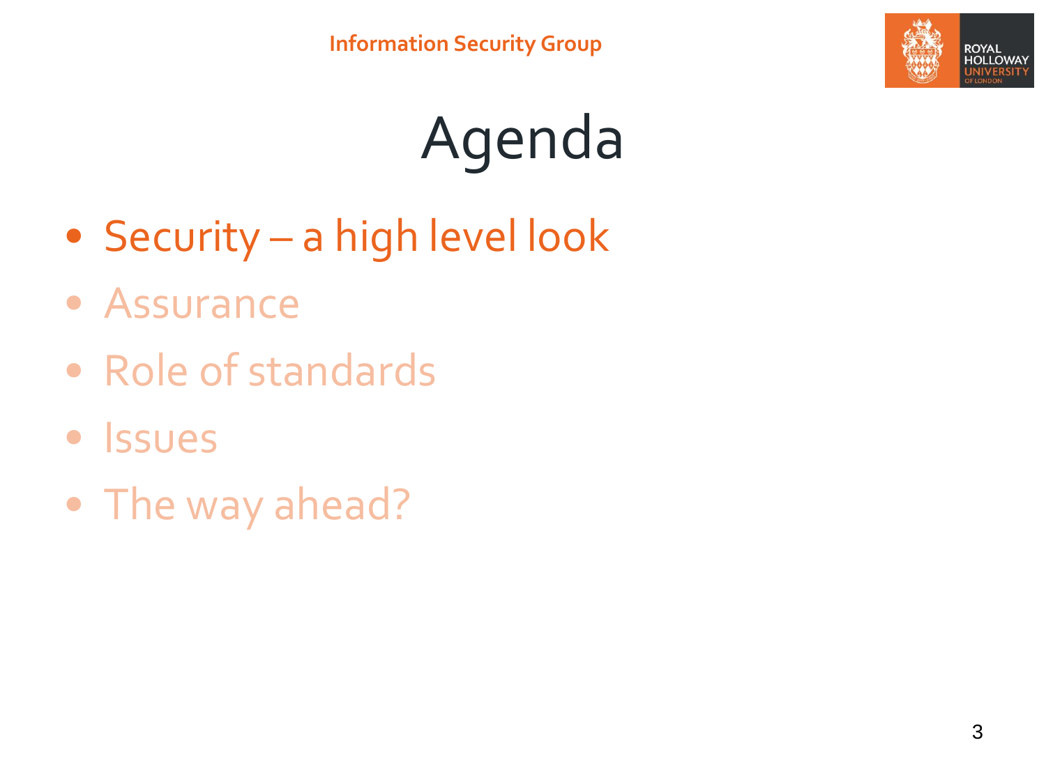# Agenda

- Security – a high level look
- Assurance
- Role of standards
- Issues
- The way ahead?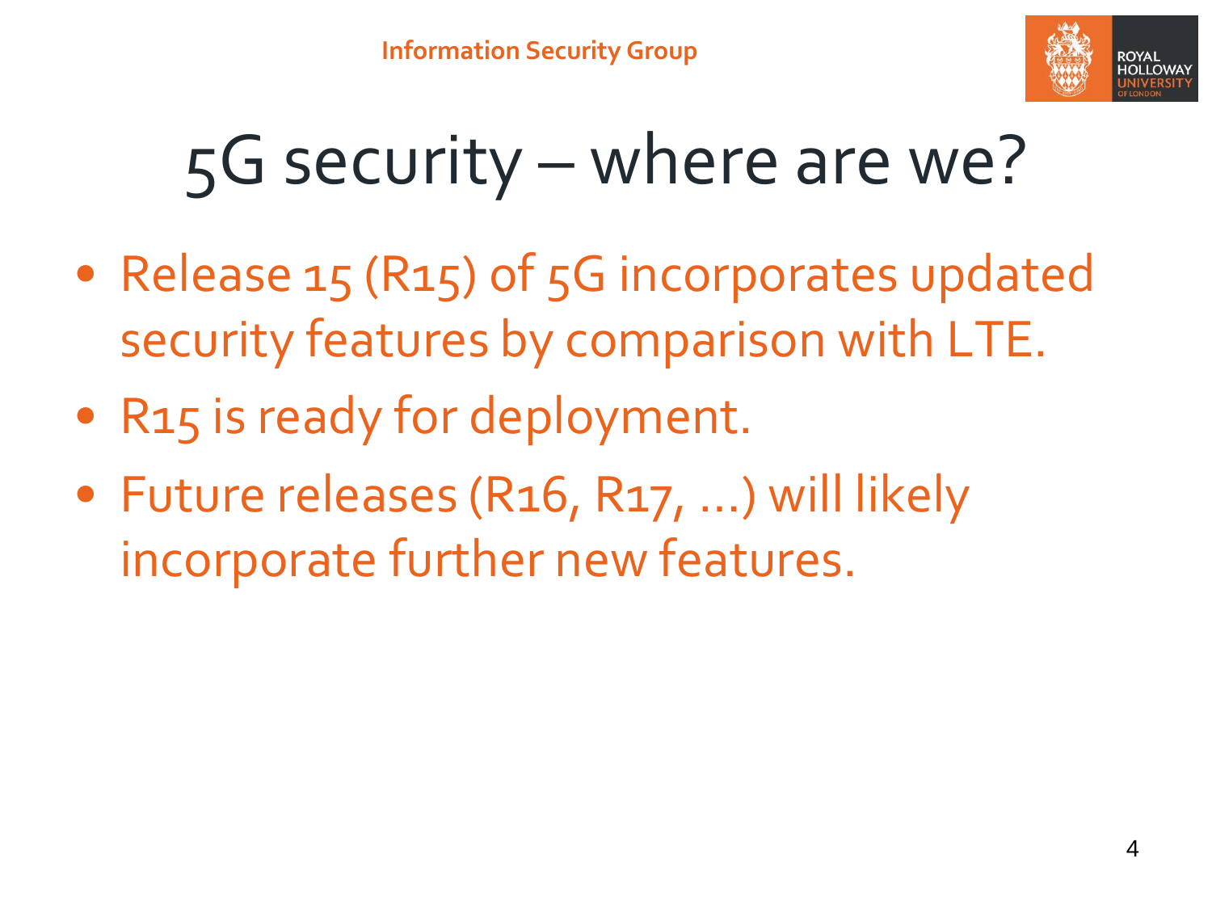# 5G security – where are we?

- Release 15 (R15) of 5G incorporates updated security features by comparison with LTE.
- R15 is ready for deployment.
- Future releases (R16, R17, …) will likely incorporate further new features.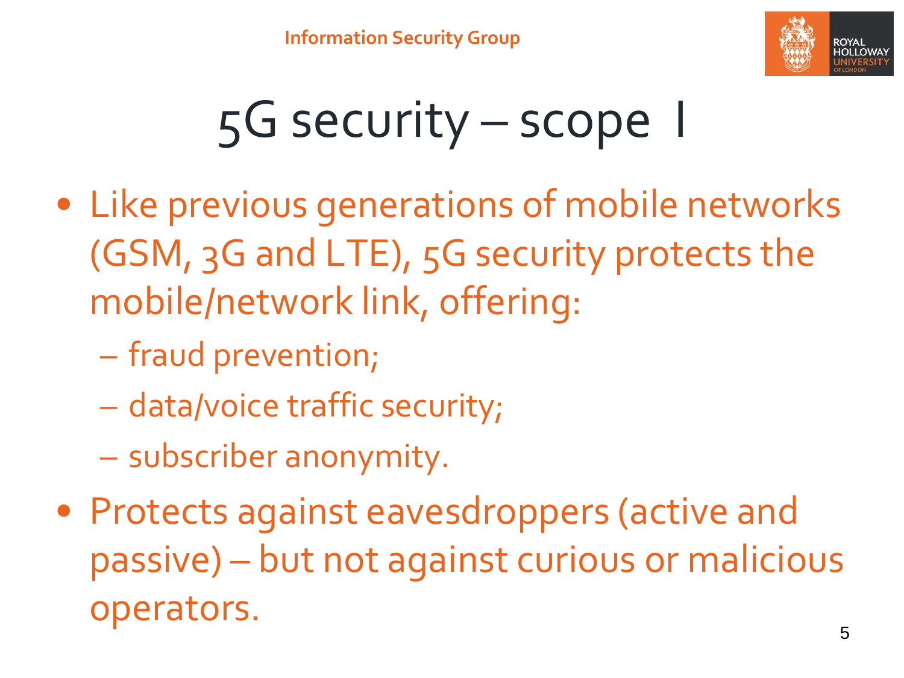# 5G security – scope I

- Like previous generations of mobile networks (GSM, 3G and LTE), 5G security protects the mobile/network link, offering:
  - fraud prevention;
  - data/voice traffic security;
  - subscriber anonymity.
- Protects against eavesdroppers (active and passive) – but not against curious or malicious operators.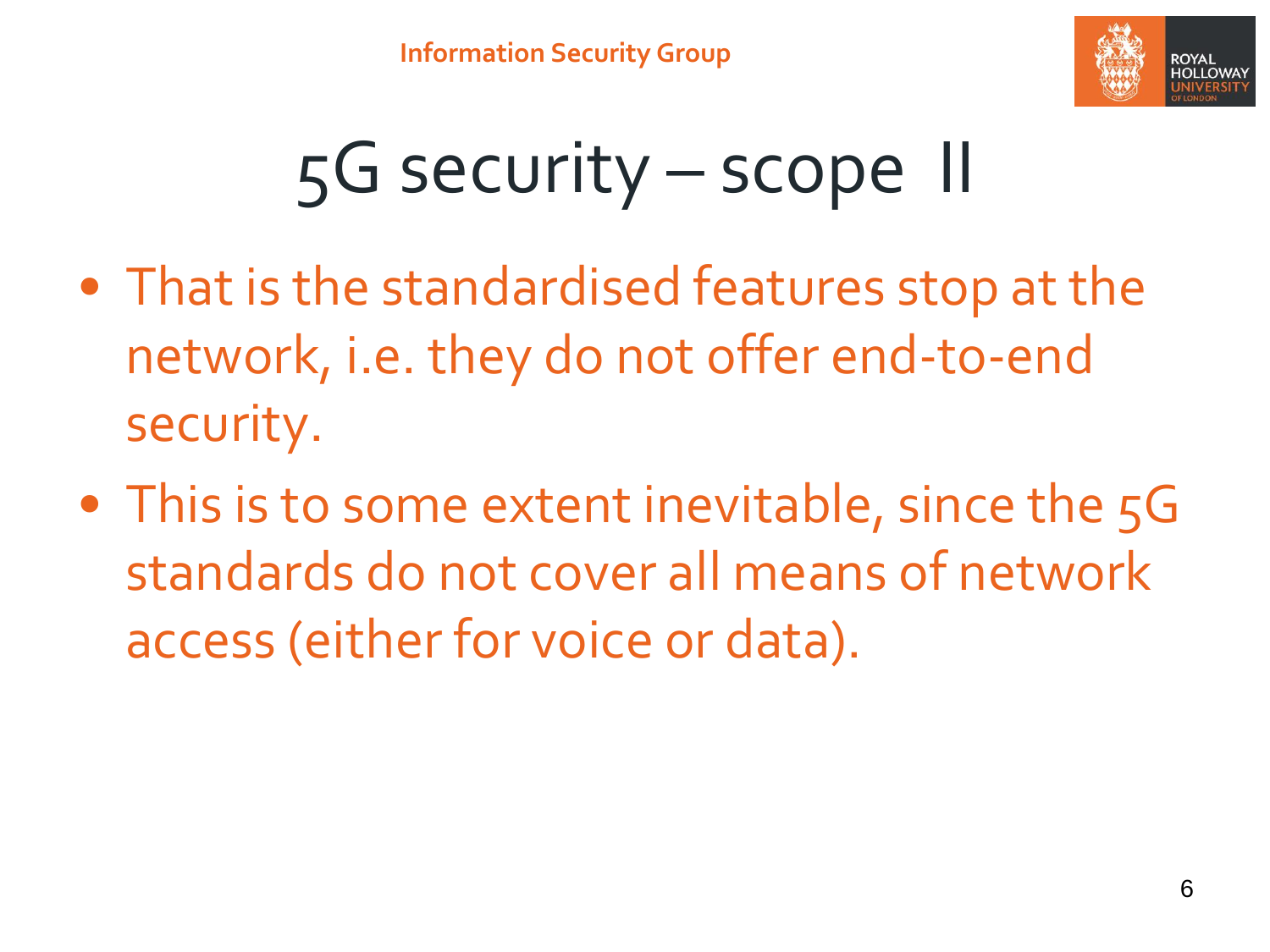# 5G security – scope II

- That is the standardised features stop at the network, i.e. they do not offer end-to-end security.
- This is to some extent inevitable, since the 5G standards do not cover all means of network access (either for voice or data).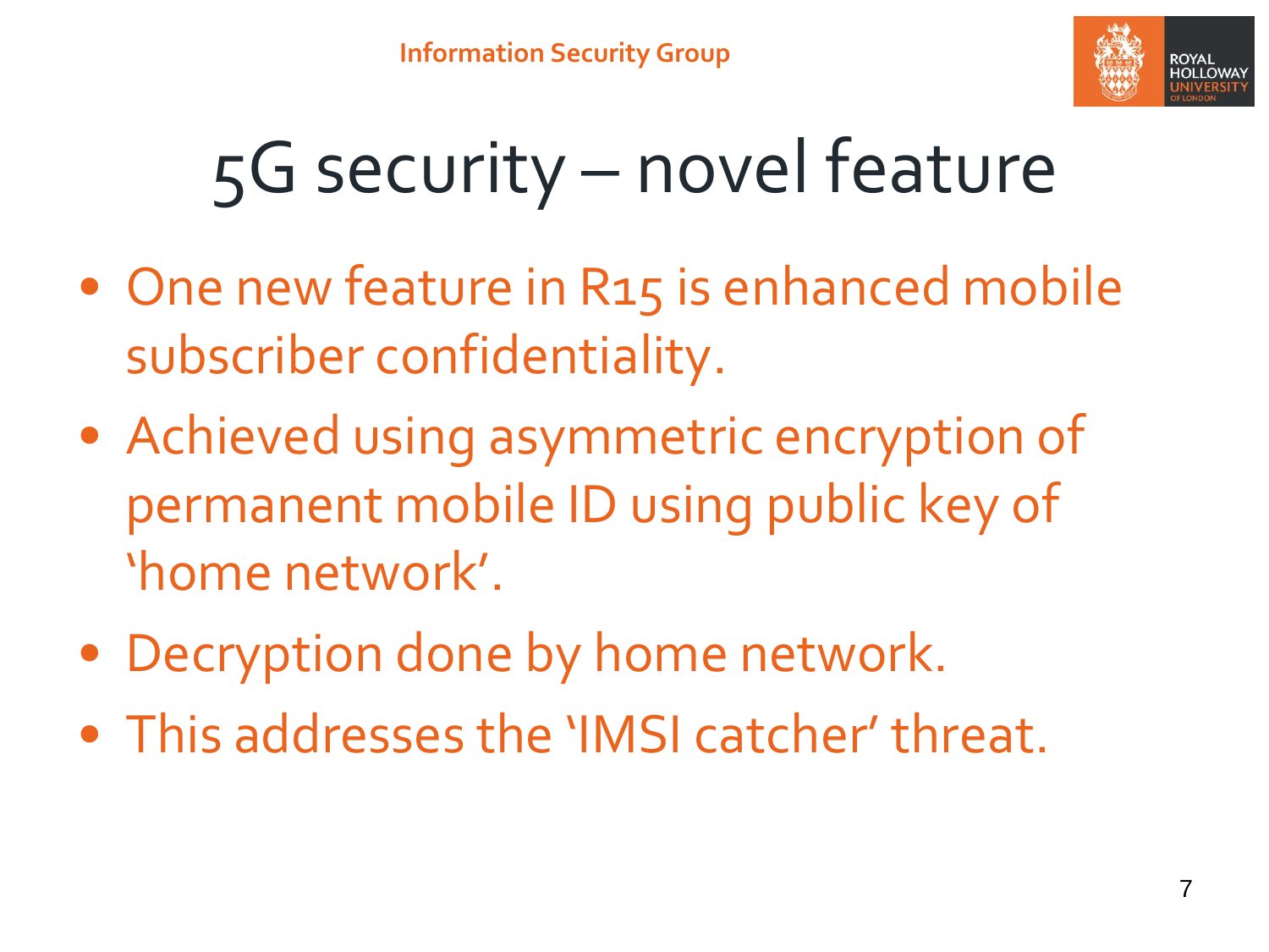# 5G security – novel feature

- One new feature in R15 is enhanced mobile subscriber confidentiality.
- Achieved using asymmetric encryption of permanent mobile ID using public key of 'home network'.
- Decryption done by home network.
- This addresses the 'IMSI catcher' threat.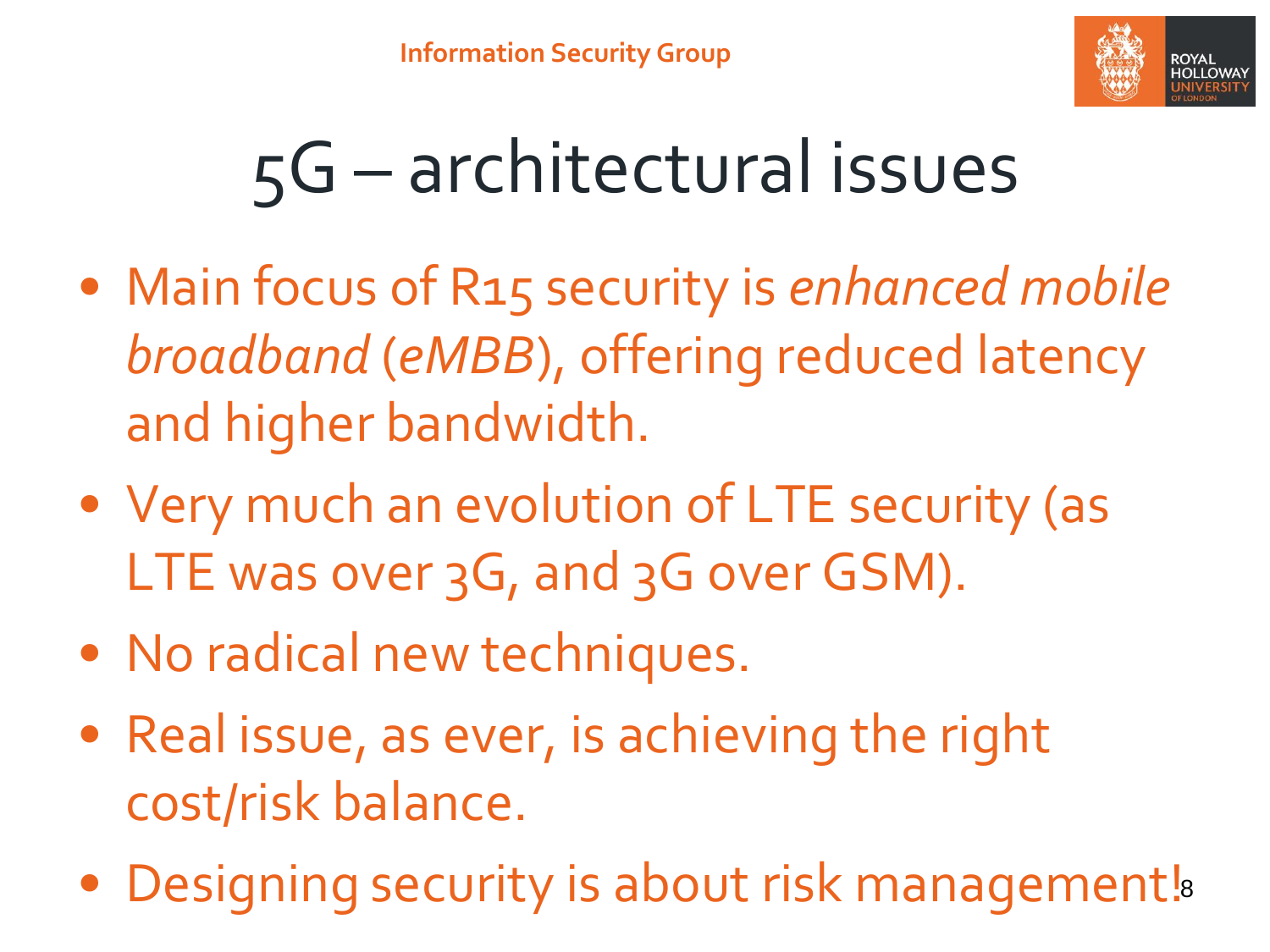# 5G – architectural issues

- Main focus of R15 security is *enhanced mobile broadband* (*eMBB*), offering reduced latency and higher bandwidth.
- Very much an evolution of LTE security (as LTE was over 3G, and 3G over GSM).
- No radical new techniques.
- Real issue, as ever, is achieving the right cost/risk balance.
- Designing security is about risk management!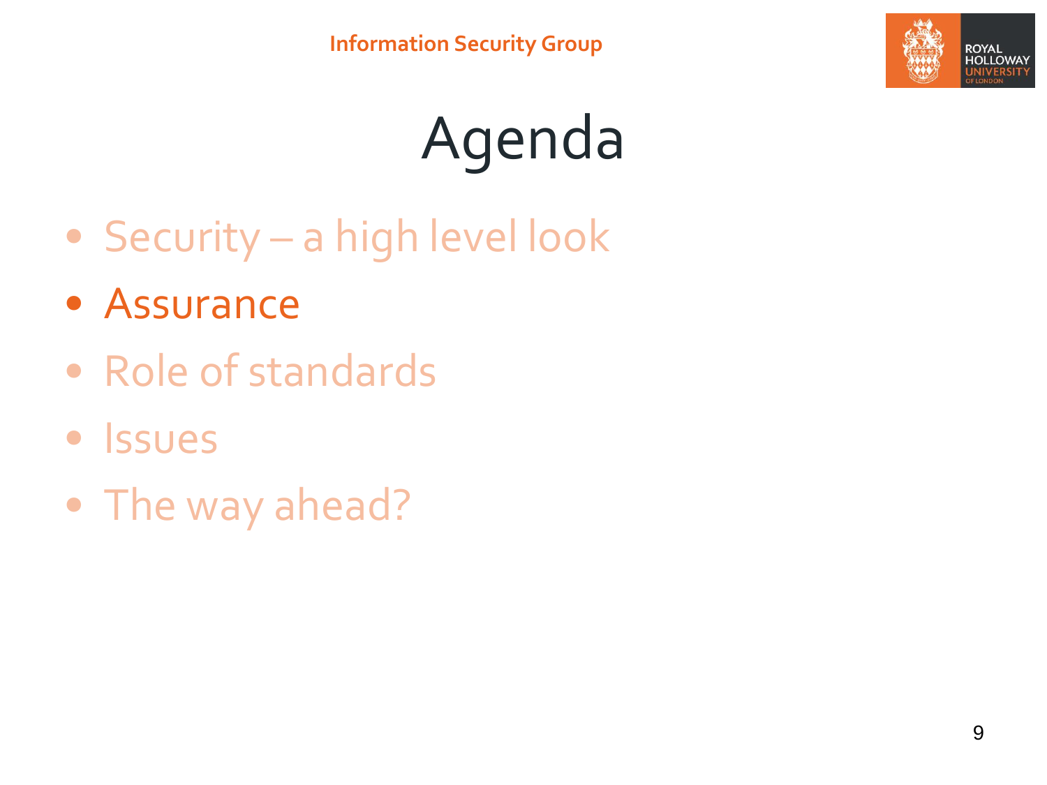# Agenda

- Security – a high level look
- **Assurance**
- Role of standards
- Issues
- The way ahead?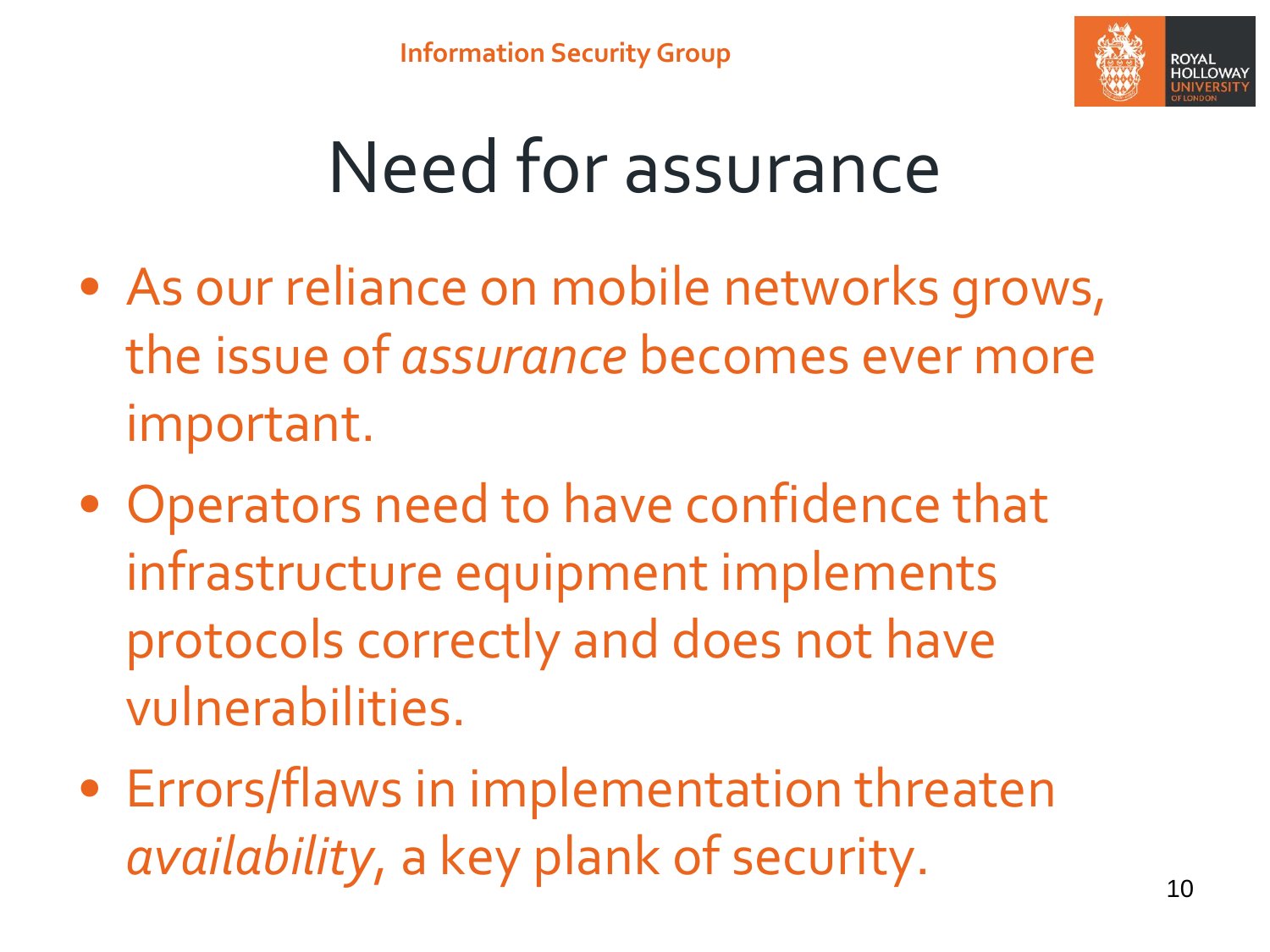# Need for assurance

- As our reliance on mobile networks grows, the issue of *assurance* becomes ever more important.
- Operators need to have confidence that infrastructure equipment implements protocols correctly and does not have vulnerabilities.
- Errors/flaws in implementation threaten *availability*, a key plank of security.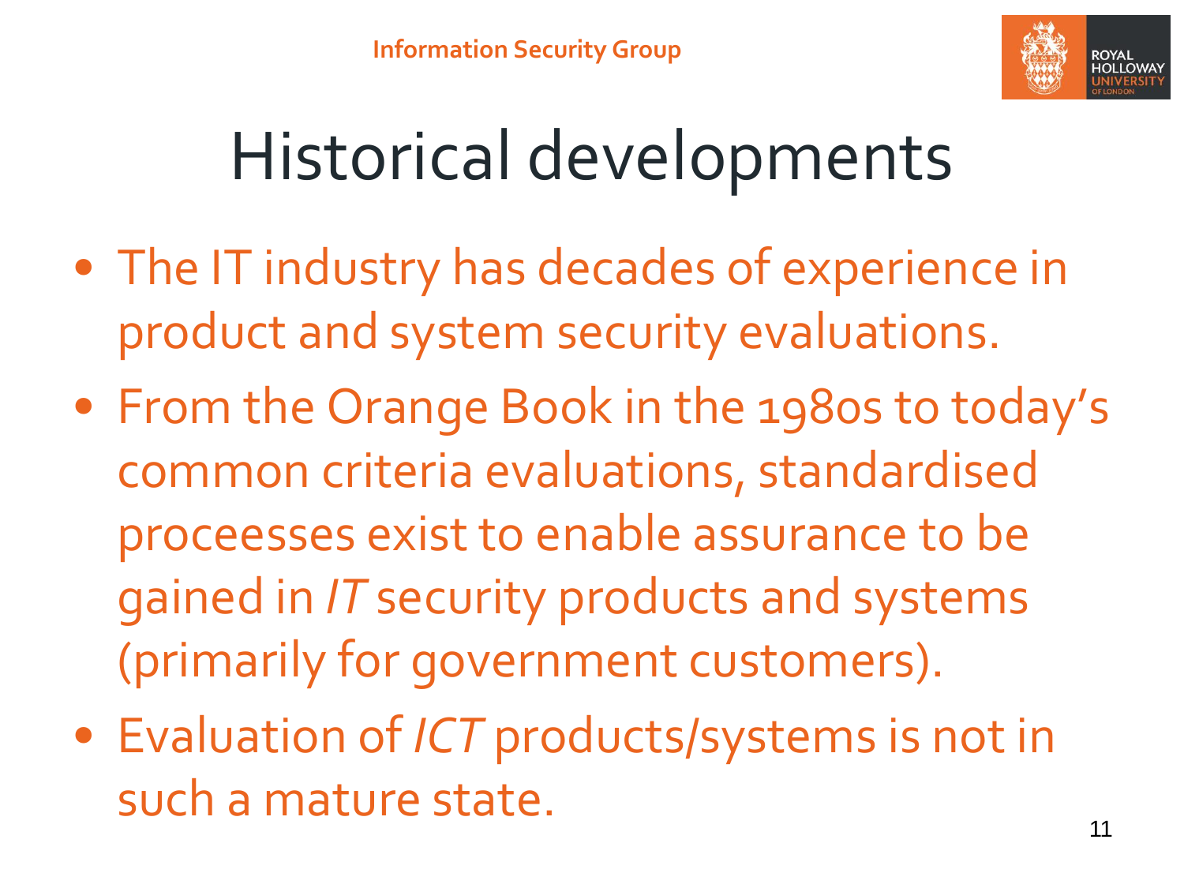# Historical developments

- The IT industry has decades of experience in product and system security evaluations.
- From the Orange Book in the 1980s to today's common criteria evaluations, standardised proceesses exist to enable assurance to be gained in *IT* security products and systems (primarily for government customers).
- Evaluation of *ICT* products/systems is not in such a mature state.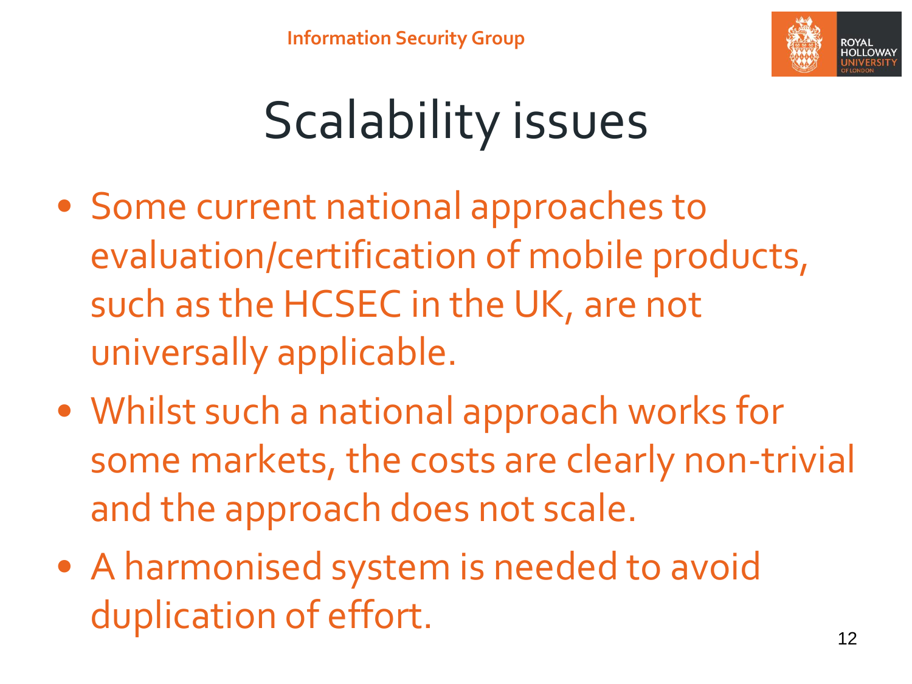# Scalability issues

- Some current national approaches to evaluation/certification of mobile products, such as the HCSEC in the UK, are not universally applicable.
- Whilst such a national approach works for some markets, the costs are clearly non-trivial and the approach does not scale.
- A harmonised system is needed to avoid duplication of effort.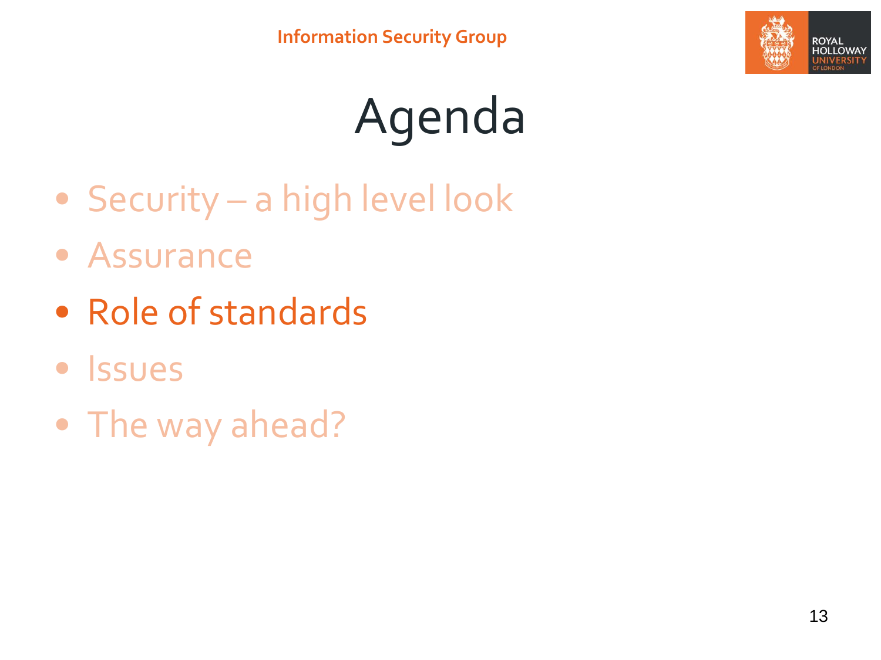# Agenda

- Security – a high level look
- Assurance
- Role of standards
- Issues
- The way ahead?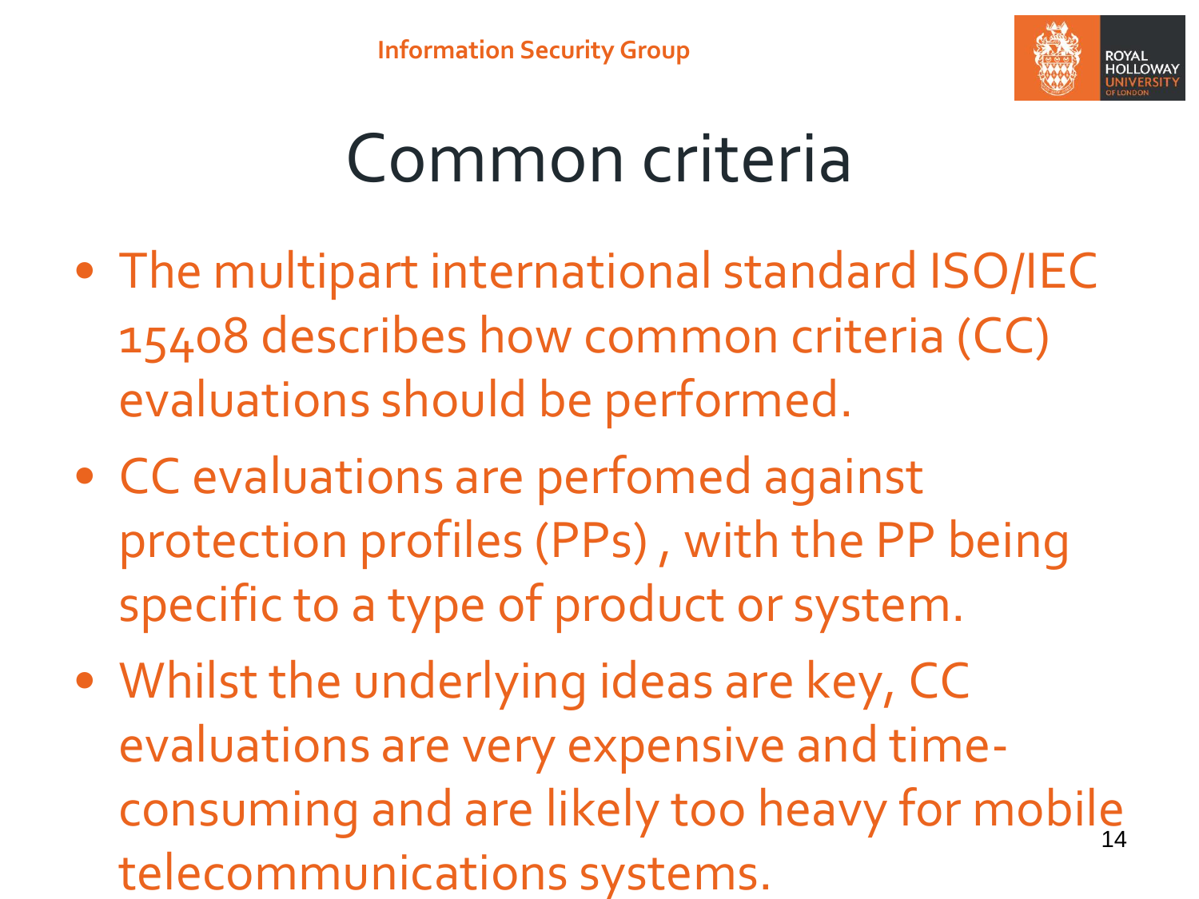# Common criteria

- The multipart international standard ISO/IEC 15408 describes how common criteria (CC) evaluations should be performed.
- CC evaluations are perfomed against protection profiles (PPs) , with the PP being specific to a type of product or system.
- Whilst the underlying ideas are key, CC evaluations are very expensive and time-consuming and are likely too heavy for mobile telecommunications systems.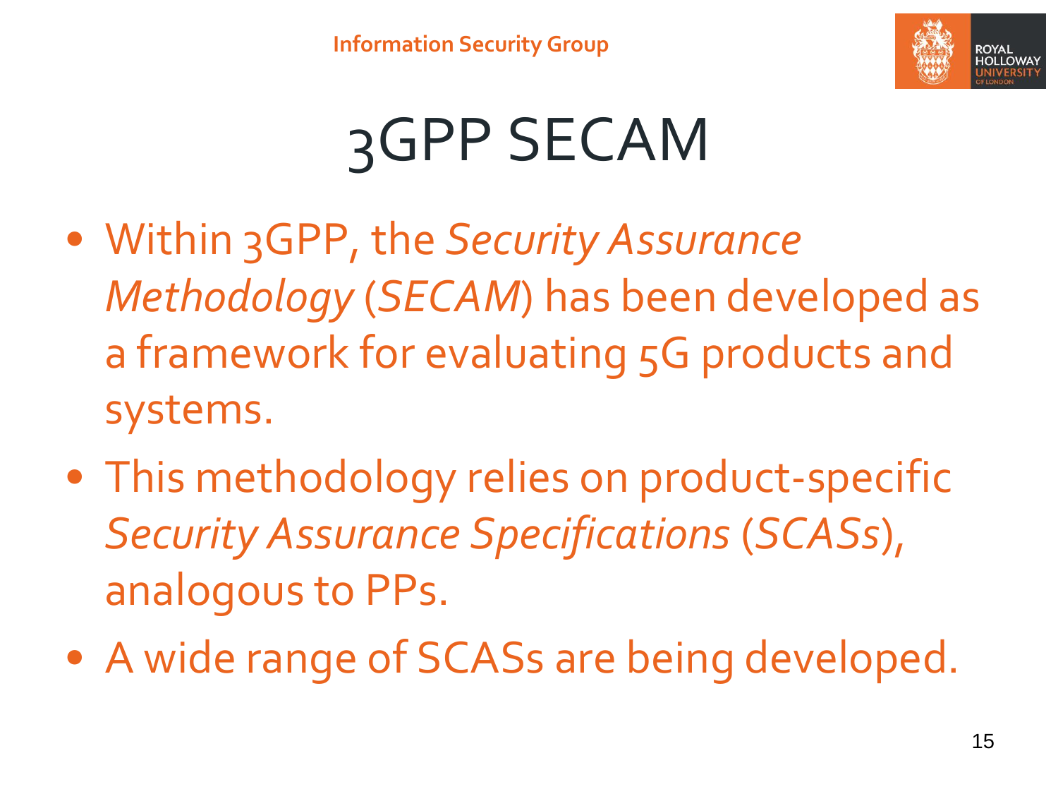# 3GPP SECAM

- Within 3GPP, the *Security Assurance Methodology* (*SECAM*) has been developed as a framework for evaluating 5G products and systems.
- This methodology relies on product-specific *Security Assurance Specifications* (*SCASs*), analogous to PPs.
- A wide range of SCASs are being developed.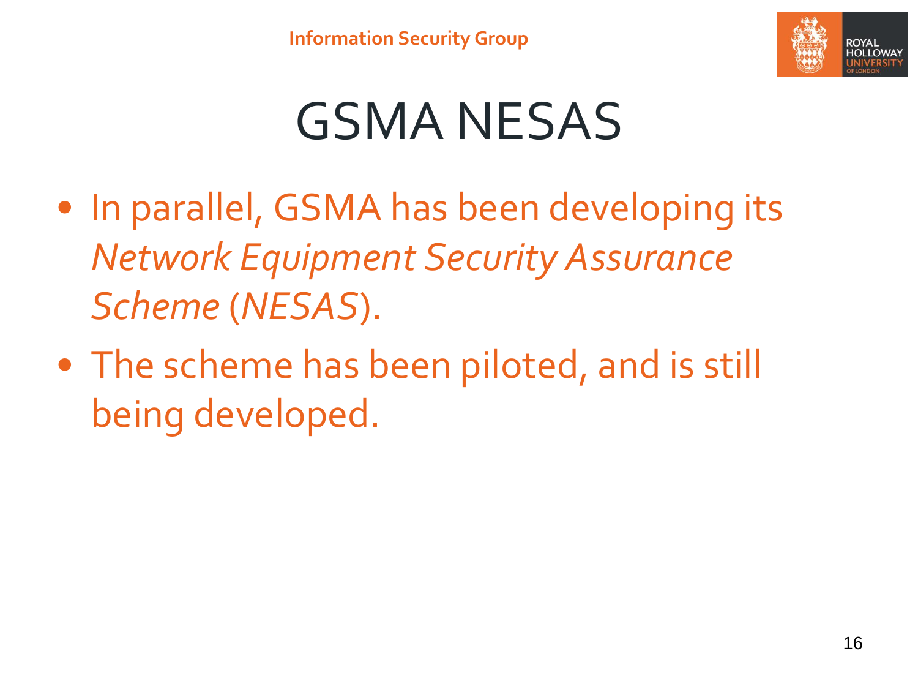# GSMA NESAS

- In parallel, GSMA has been developing its *Network Equipment Security Assurance Scheme* (*NESAS*).
- The scheme has been piloted, and is still being developed.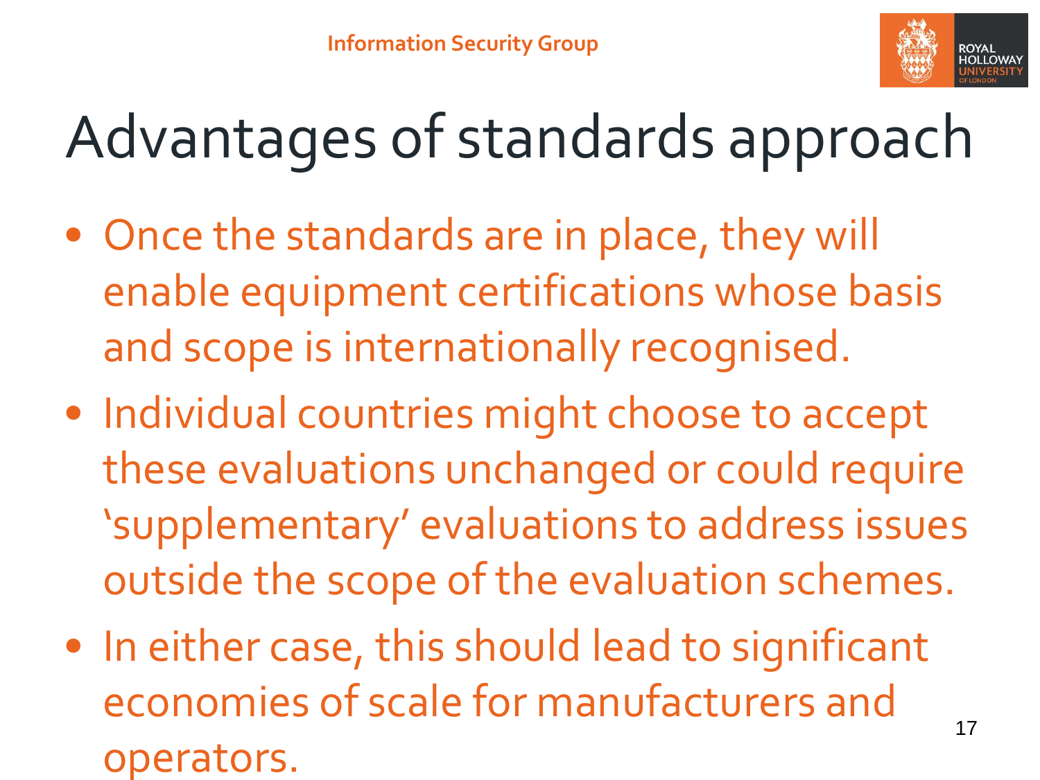# Advantages of standards approach

- Once the standards are in place, they will enable equipment certifications whose basis and scope is internationally recognised.
- Individual countries might choose to accept these evaluations unchanged or could require 'supplementary' evaluations to address issues outside the scope of the evaluation schemes.
- In either case, this should lead to significant economies of scale for manufacturers and operators.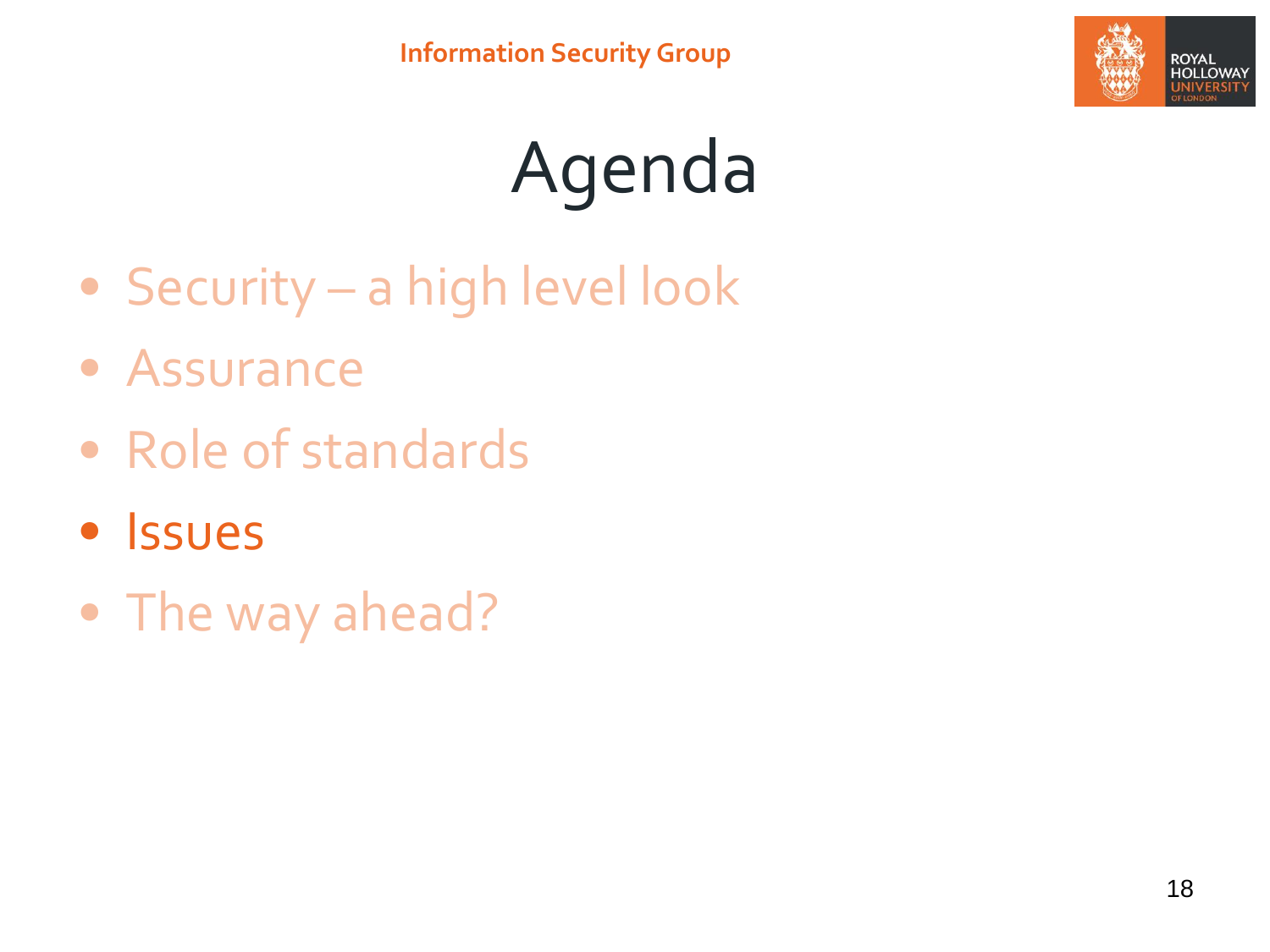# Agenda

- Security – a high level look
- Assurance
- Role of standards
- **Issues**
- The way ahead?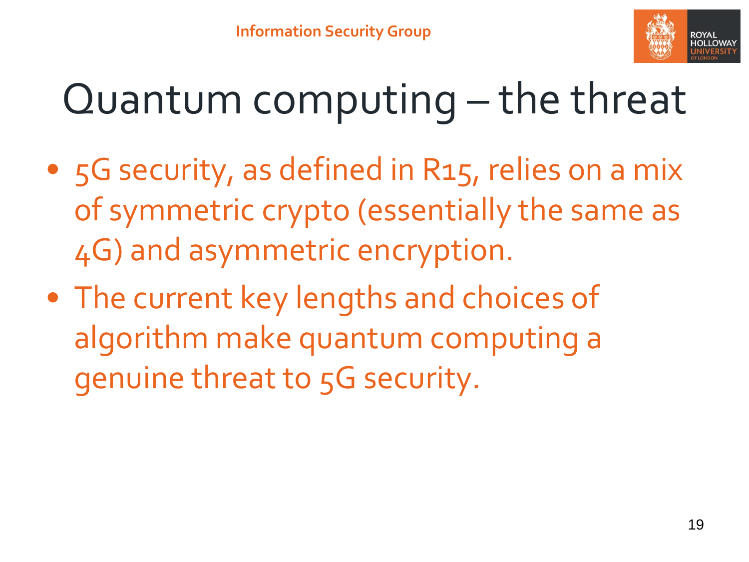# Quantum computing – the threat

- 5G security, as defined in R15, relies on a mix of symmetric crypto (essentially the same as 4G) and asymmetric encryption.
- The current key lengths and choices of algorithm make quantum computing a genuine threat to 5G security.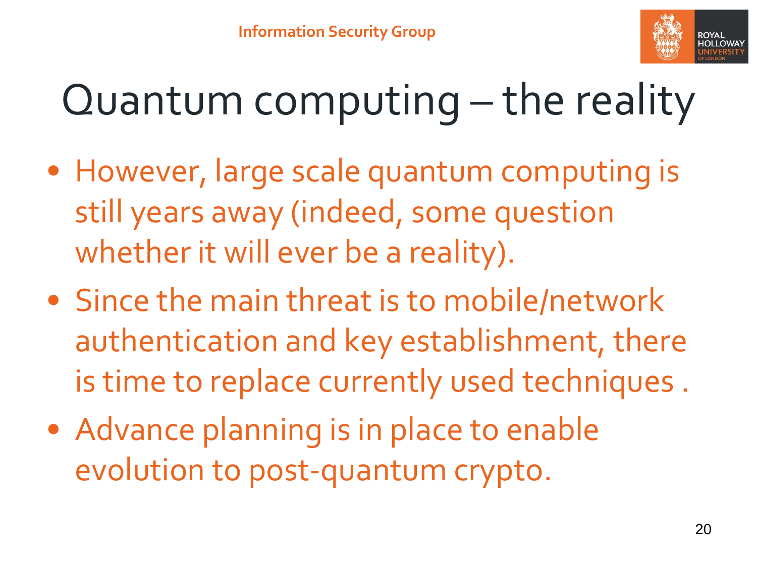# Quantum computing – the reality

- However, large scale quantum computing is still years away (indeed, some question whether it will ever be a reality).
- Since the main threat is to mobile/network authentication and key establishment, there is time to replace currently used techniques .
- Advance planning is in place to enable evolution to post-quantum crypto.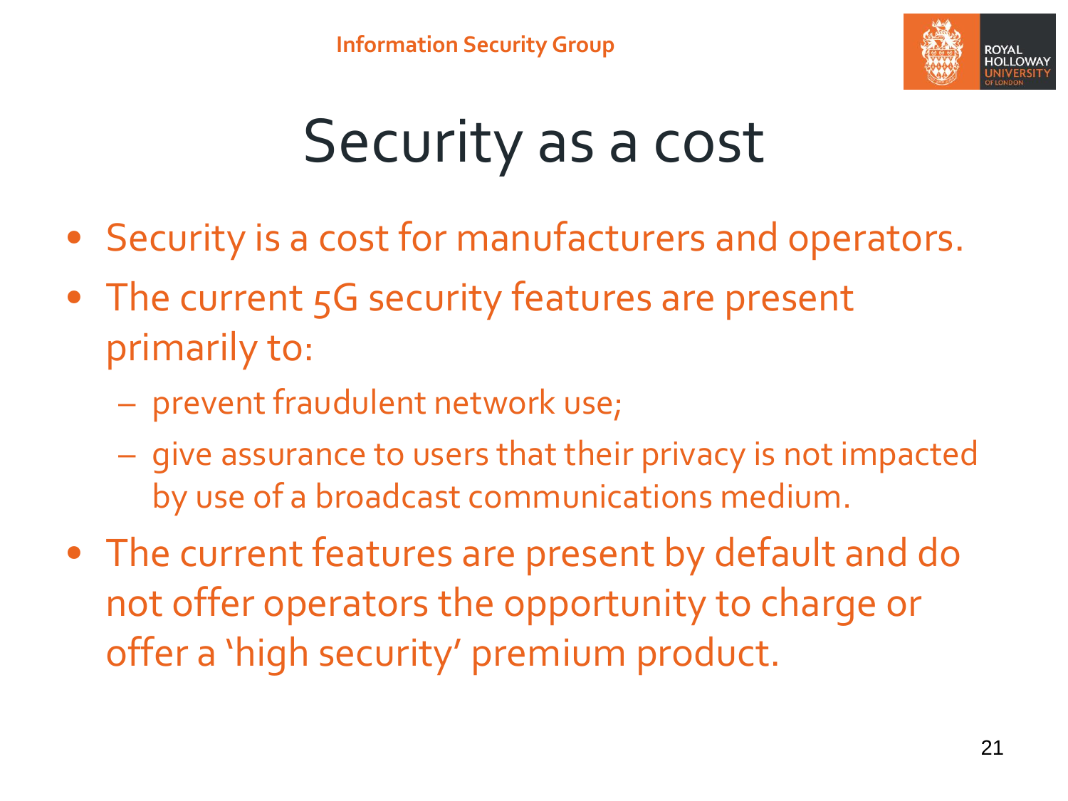# Security as a cost

- Security is a cost for manufacturers and operators.
- The current 5G security features are present primarily to:
  - prevent fraudulent network use;
  - give assurance to users that their privacy is not impacted by use of a broadcast communications medium.
- The current features are present by default and do not offer operators the opportunity to charge or offer a 'high security' premium product.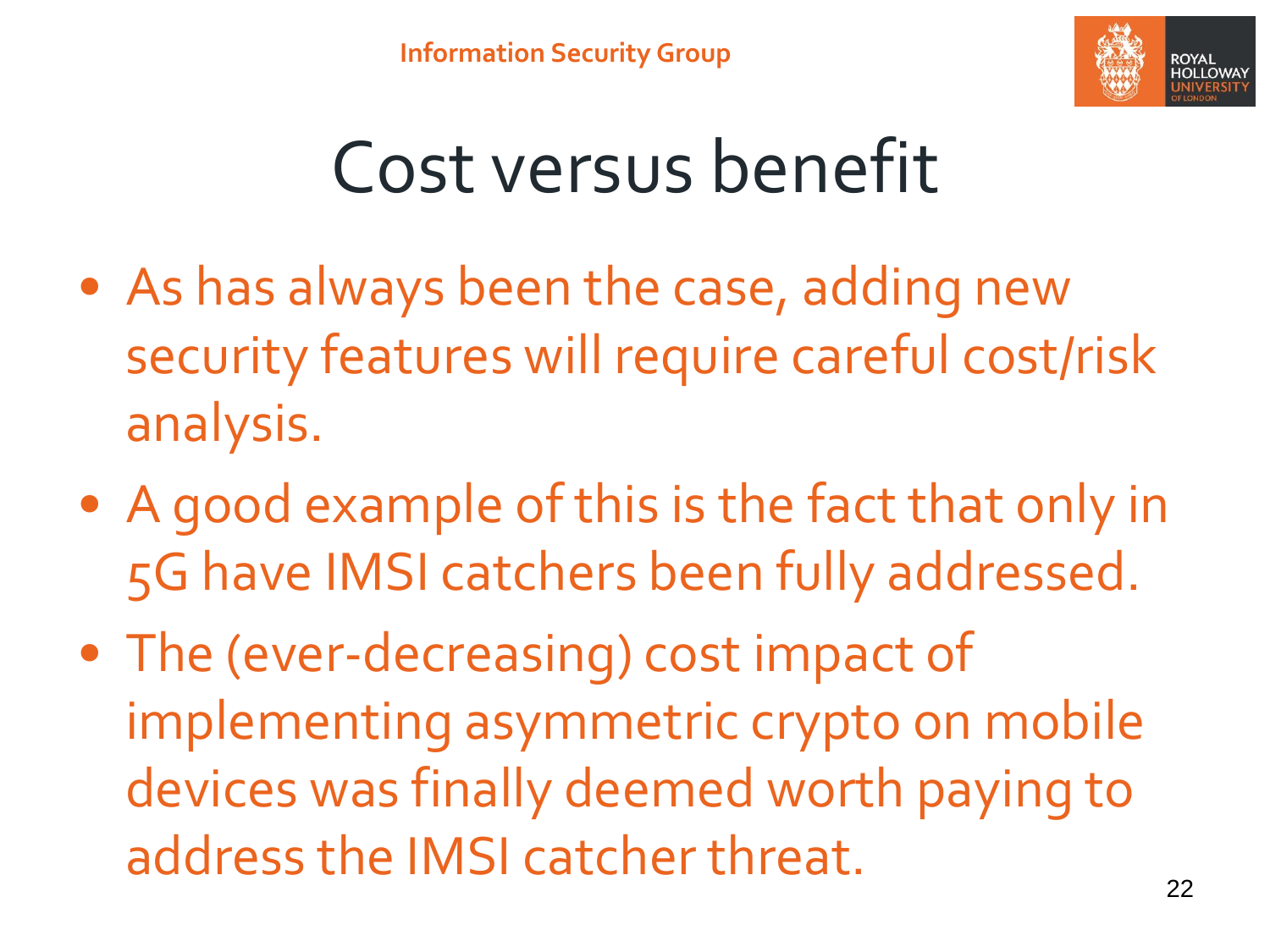# Cost versus benefit

- As has always been the case, adding new security features will require careful cost/risk analysis.
- A good example of this is the fact that only in 5G have IMSI catchers been fully addressed.
- The (ever-decreasing) cost impact of implementing asymmetric crypto on mobile devices was finally deemed worth paying to address the IMSI catcher threat.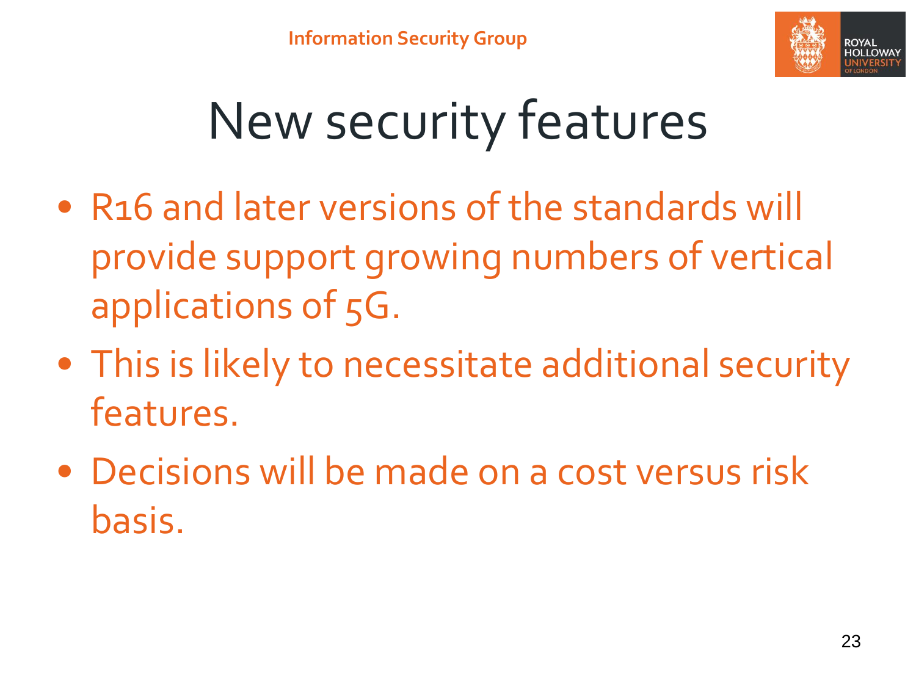# New security features

- R16 and later versions of the standards will provide support growing numbers of vertical applications of 5G.
- This is likely to necessitate additional security features.
- Decisions will be made on a cost versus risk basis.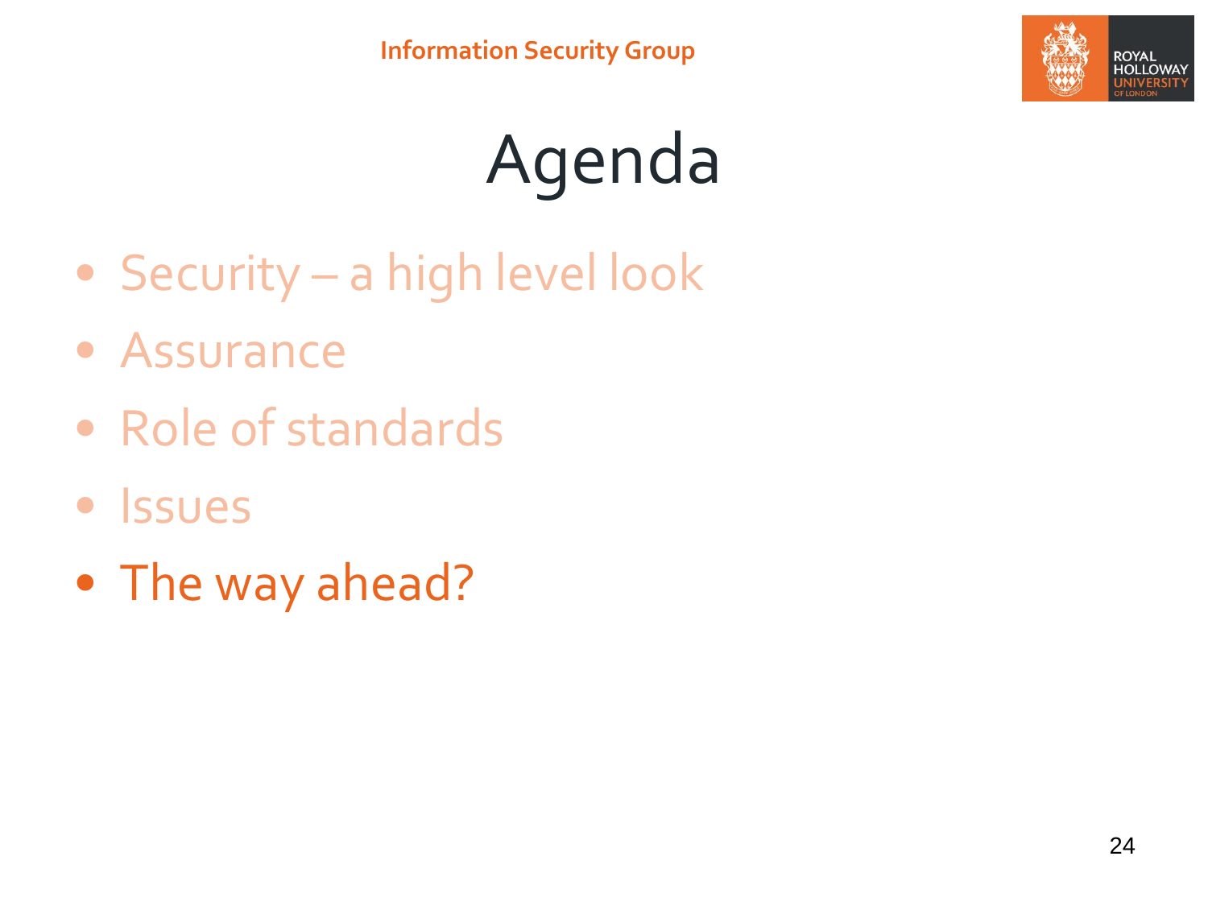# Agenda

- Security – a high level look
- Assurance
- Role of standards
- Issues
- The way ahead?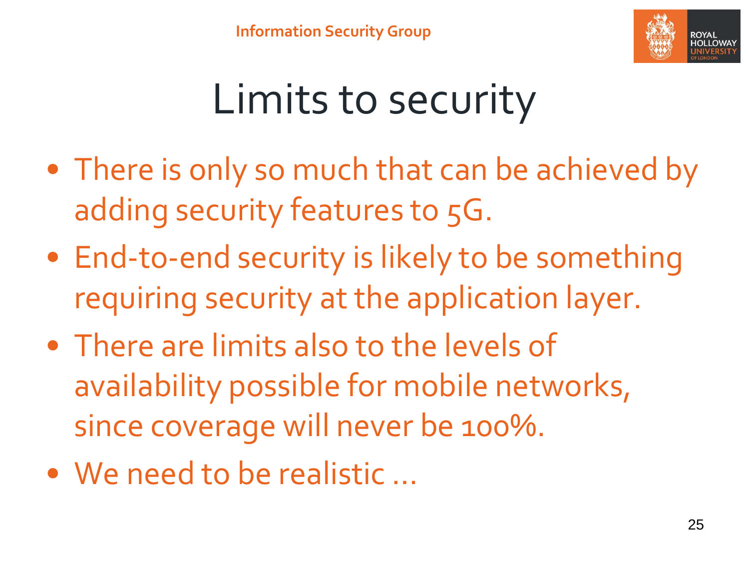# Limits to security

- There is only so much that can be achieved by adding security features to 5G.
- End-to-end security is likely to be something requiring security at the application layer.
- There are limits also to the levels of availability possible for mobile networks, since coverage will never be 100%.
- We need to be realistic …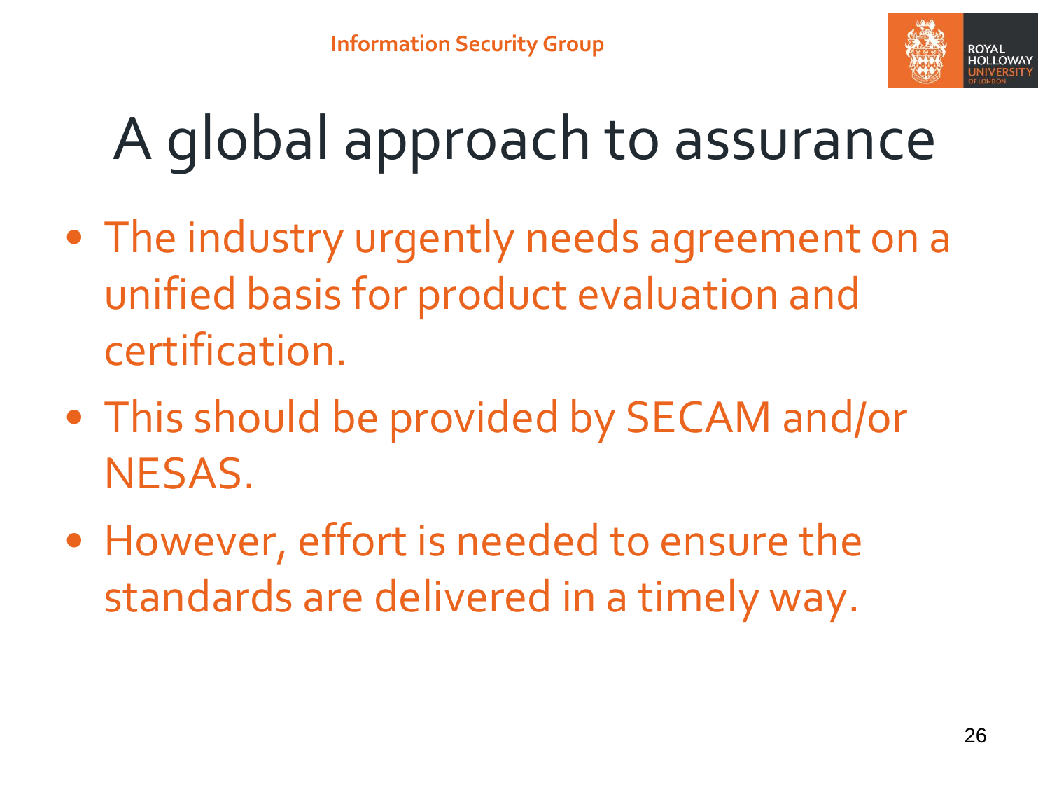# A global approach to assurance

- The industry urgently needs agreement on a unified basis for product evaluation and certification.
- This should be provided by SECAM and/or NESAS.
- However, effort is needed to ensure the standards are delivered in a timely way.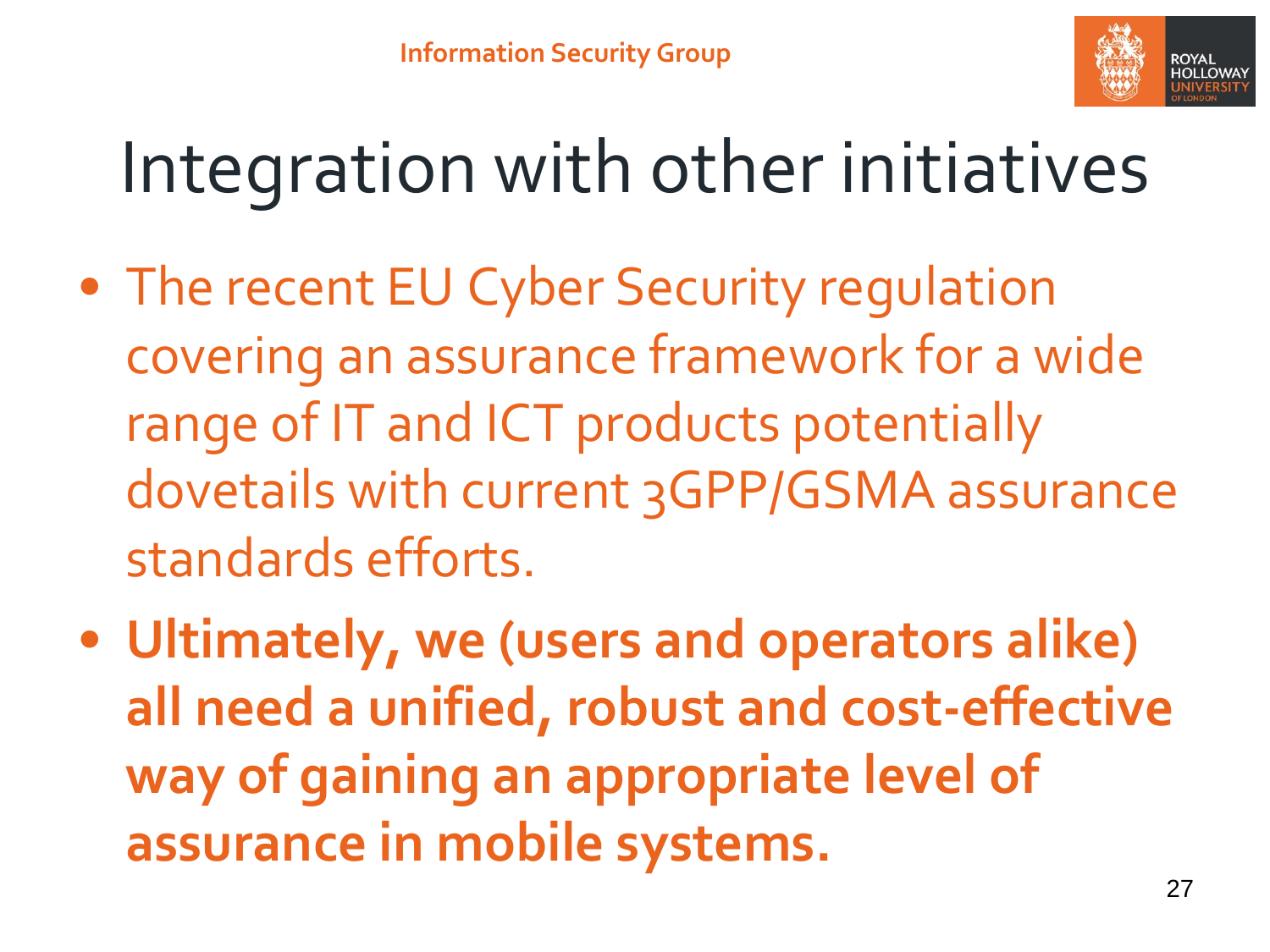# Integration with other initiatives

- The recent EU Cyber Security regulation covering an assurance framework for a wide range of IT and ICT products potentially dovetails with current 3GPP/GSMA assurance standards efforts.
- **Ultimately, we (users and operators alike) all need a unified, robust and cost-effective way of gaining an appropriate level of assurance in mobile systems.**